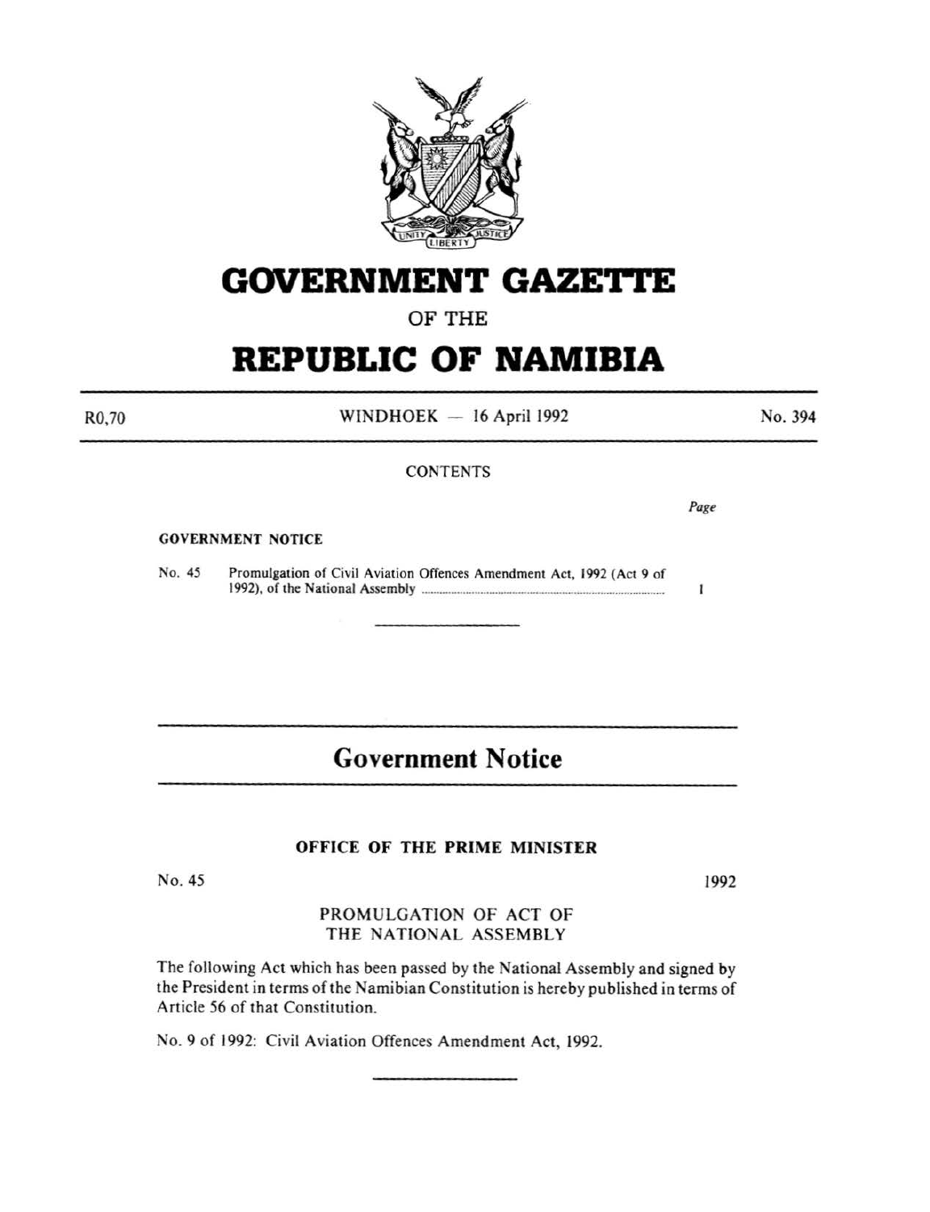# GOVERNMENT GAZETTE

OF THE

# REPUBLIC OF NAMIBIA

R0,70 WINDHOEK — 16 April 1992 No. 394

CONTENTS

| | | Page |
|---|---|---|
| **GOVERNMENT NOTICE** | | |
| No. 45 | Promulgation of Civil Aviation Offences Amendment Act, 1992 (Act 9 of 1992), of the National Assembly | 1 |

## Government Notice

### OFFICE OF THE PRIME MINISTER

No. 45 1992

PROMULGATION OF ACT OF THE NATIONAL ASSEMBLY

The following Act which has been passed by the National Assembly and signed by the President in terms of the Namibian Constitution is hereby published in terms of Article 56 of that Constitution.

No. 9 of 1992: Civil Aviation Offences Amendment Act, 1992.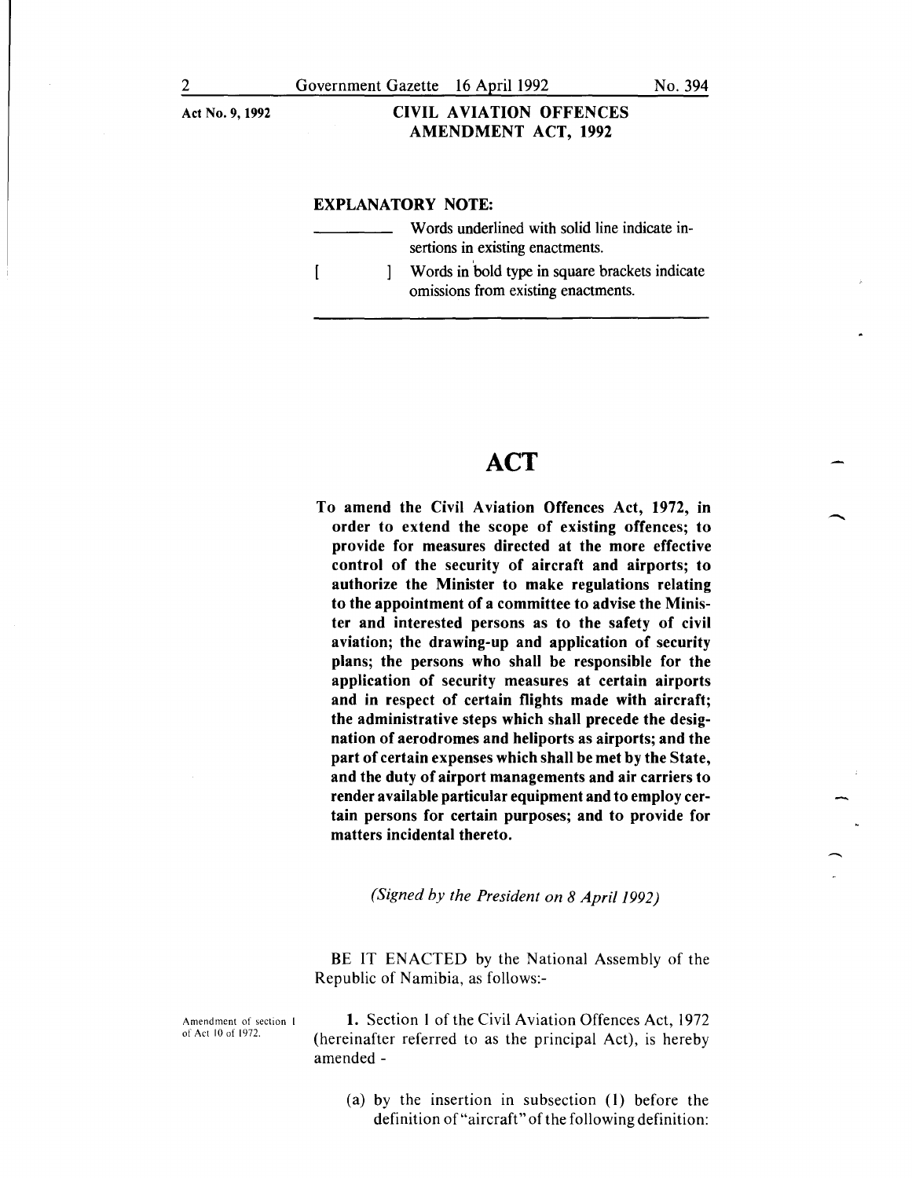Act No. 9, 1992

**CIVIL AVIATION OFFENCES AMENDMENT ACT, 1992**

**EXPLANATORY NOTE:**

\_\_\_\_\_\_\_\_\_\_ Words underlined with solid line indicate insertions in existing enactments.

[ ] Words in bold type in square brackets indicate omissions from existing enactments.

# ACT

**To amend the Civil Aviation Offences Act, 1972, in order to extend the scope of existing offences; to provide for measures directed at the more effective control of the security of aircraft and airports; to authorize the Minister to make regulations relating to the appointment of a committee to advise the Minister and interested persons as to the safety of civil aviation; the drawing-up and application of security plans; the persons who shall be responsible for the application of security measures at certain airports and in respect of certain flights made with aircraft; the administrative steps which shall precede the designation of aerodromes and heliports as airports; and the part of certain expenses which shall be met by the State, and the duty of airport managements and air carriers to render available particular equipment and to employ certain persons for certain purposes; and to provide for matters incidental thereto.**

*(Signed by the President on 8 April 1992)*

BE IT ENACTED by the National Assembly of the Republic of Namibia, as follows:-

Amendment of section 1 of Act 10 of 1972.

**1.** Section 1 of the Civil Aviation Offences Act, 1972 (hereinafter referred to as the principal Act), is hereby amended -

(a) by the insertion in subsection (1) before the definition of "aircraft" of the following definition: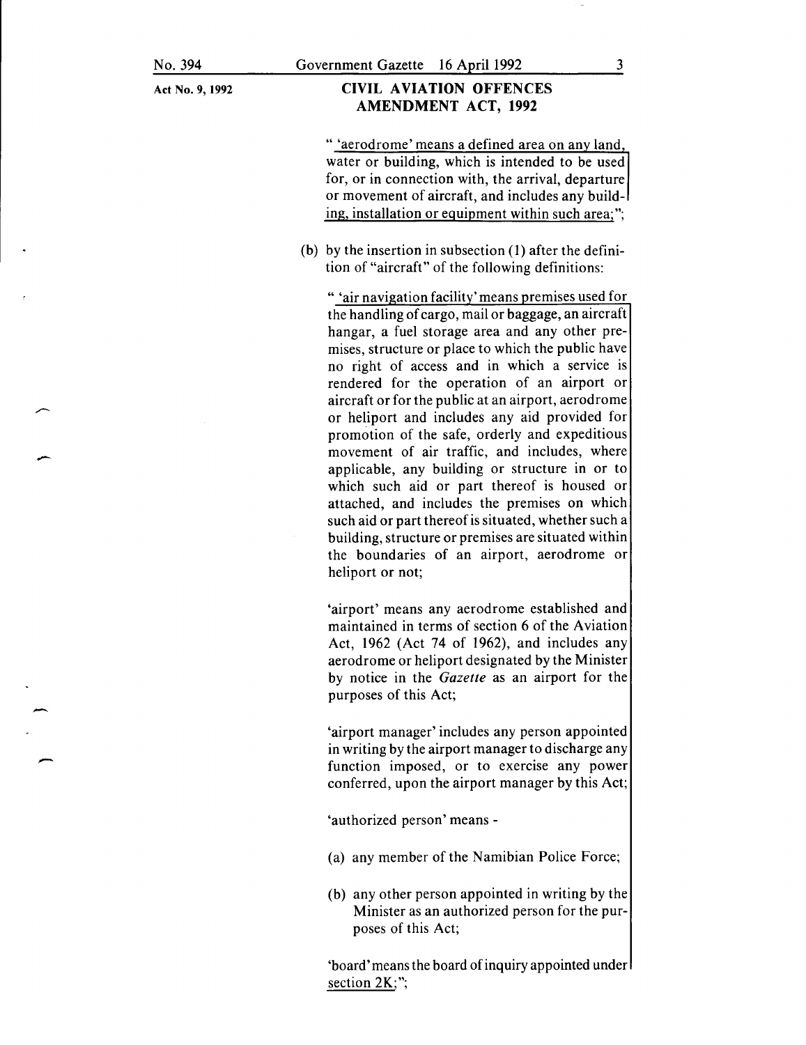" 'aerodrome' means a defined area on any land, water or building, which is intended to be used for, or in connection with, the arrival, departure or movement of aircraft, and includes any building, installation or equipment within such area;";

(b) by the insertion in subsection (1) after the definition of "aircraft" of the following definitions:

" 'air navigation facility' means premises used for the handling of cargo, mail or baggage, an aircraft hangar, a fuel storage area and any other premises, structure or place to which the public have no right of access and in which a service is rendered for the operation of an airport or aircraft or for the public at an airport, aerodrome or heliport and includes any aid provided for promotion of the safe, orderly and expeditious movement of air traffic, and includes, where applicable, any building or structure in or to which such aid or part thereof is housed or attached, and includes the premises on which such aid or part thereof is situated, whether such a building, structure or premises are situated within the boundaries of an airport, aerodrome or heliport or not;

'airport' means any aerodrome established and maintained in terms of section 6 of the Aviation Act, 1962 (Act 74 of 1962), and includes any aerodrome or heliport designated by the Minister by notice in the *Gazette* as an airport for the purposes of this Act;

'airport manager' includes any person appointed in writing by the airport manager to discharge any function imposed, or to exercise any power conferred, upon the airport manager by this Act;

'authorized person' means -

(a) any member of the Namibian Police Force;

(b) any other person appointed in writing by the Minister as an authorized person for the purposes of this Act;

'board' means the board of inquiry appointed under section 2K;";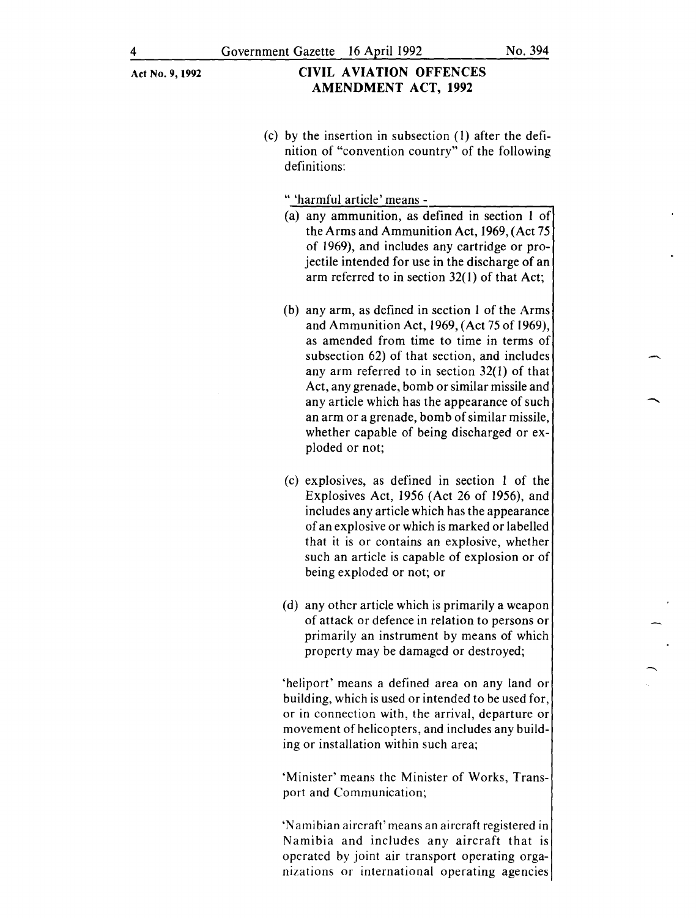Act No. 9, 1992

**CIVIL AVIATION OFFENCES AMENDMENT ACT, 1992**

(c) by the insertion in subsection (1) after the definition of "convention country" of the following definitions:

" 'harmful article' means -

(a) any ammunition, as defined in section 1 of the Arms and Ammunition Act, 1969, (Act 75 of 1969), and includes any cartridge or projectile intended for use in the discharge of an arm referred to in section 32(1) of that Act;

(b) any arm, as defined in section 1 of the Arms and Ammunition Act, 1969, (Act 75 of 1969), as amended from time to time in terms of subsection 62) of that section, and includes any arm referred to in section 32(1) of that Act, any grenade, bomb or similar missile and any article which has the appearance of such an arm or a grenade, bomb of similar missile, whether capable of being discharged or exploded or not;

(c) explosives, as defined in section 1 of the Explosives Act, 1956 (Act 26 of 1956), and includes any article which has the appearance of an explosive or which is marked or labelled that it is or contains an explosive, whether such an article is capable of explosion or of being exploded or not; or

(d) any other article which is primarily a weapon of attack or defence in relation to persons or primarily an instrument by means of which property may be damaged or destroyed;

'heliport' means a defined area on any land or building, which is used or intended to be used for, or in connection with, the arrival, departure or movement of helicopters, and includes any building or installation within such area;

'Minister' means the Minister of Works, Transport and Communication;

'Namibian aircraft' means an aircraft registered in Namibia and includes any aircraft that is operated by joint air transport operating organizations or international operating agencies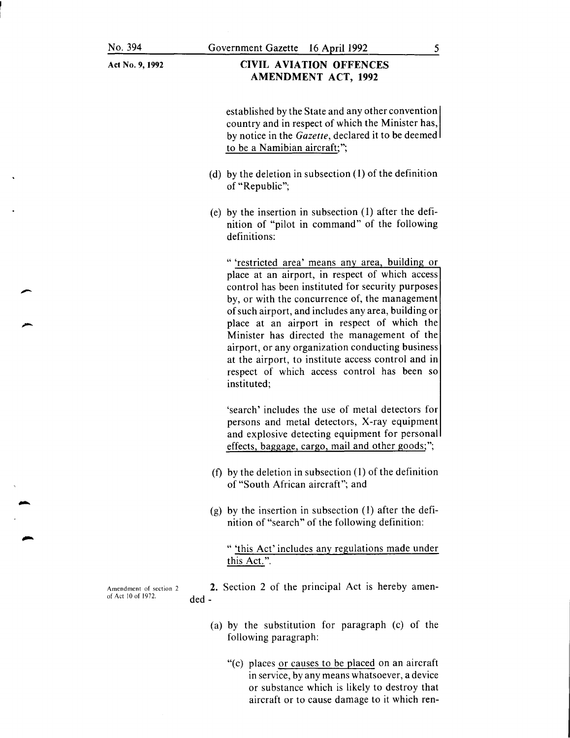established by the State and any other convention country and in respect of which the Minister has, by notice in the *Gazette*, declared it to be deemed to be a Namibian aircraft;";

(d) by the deletion in subsection (1) of the definition of "Republic";

(e) by the insertion in subsection (1) after the definition of "pilot in command" of the following definitions:

" 'restricted area' means any area, building or place at an airport, in respect of which access control has been instituted for security purposes by, or with the concurrence of, the management of such airport, and includes any area, building or place at an airport in respect of which the Minister has directed the management of the airport, or any organization conducting business at the airport, to institute access control and in respect of which access control has been so instituted;

'search' includes the use of metal detectors for persons and metal detectors, X-ray equipment and explosive detecting equipment for personal effects, baggage, cargo, mail and other goods;";

(f) by the deletion in subsection (1) of the definition of "South African aircraft"; and

(g) by the insertion in subsection (1) after the definition of "search" of the following definition:

" 'this Act' includes any regulations made under this Act.".

Amendment of section 2 of Act 10 of 1972.

**2.** Section 2 of the principal Act is hereby amended -

(a) by the substitution for paragraph (c) of the following paragraph:

"(c) places or causes to be placed on an aircraft in service, by any means whatsoever, a device or substance which is likely to destroy that aircraft or to cause damage to it which ren-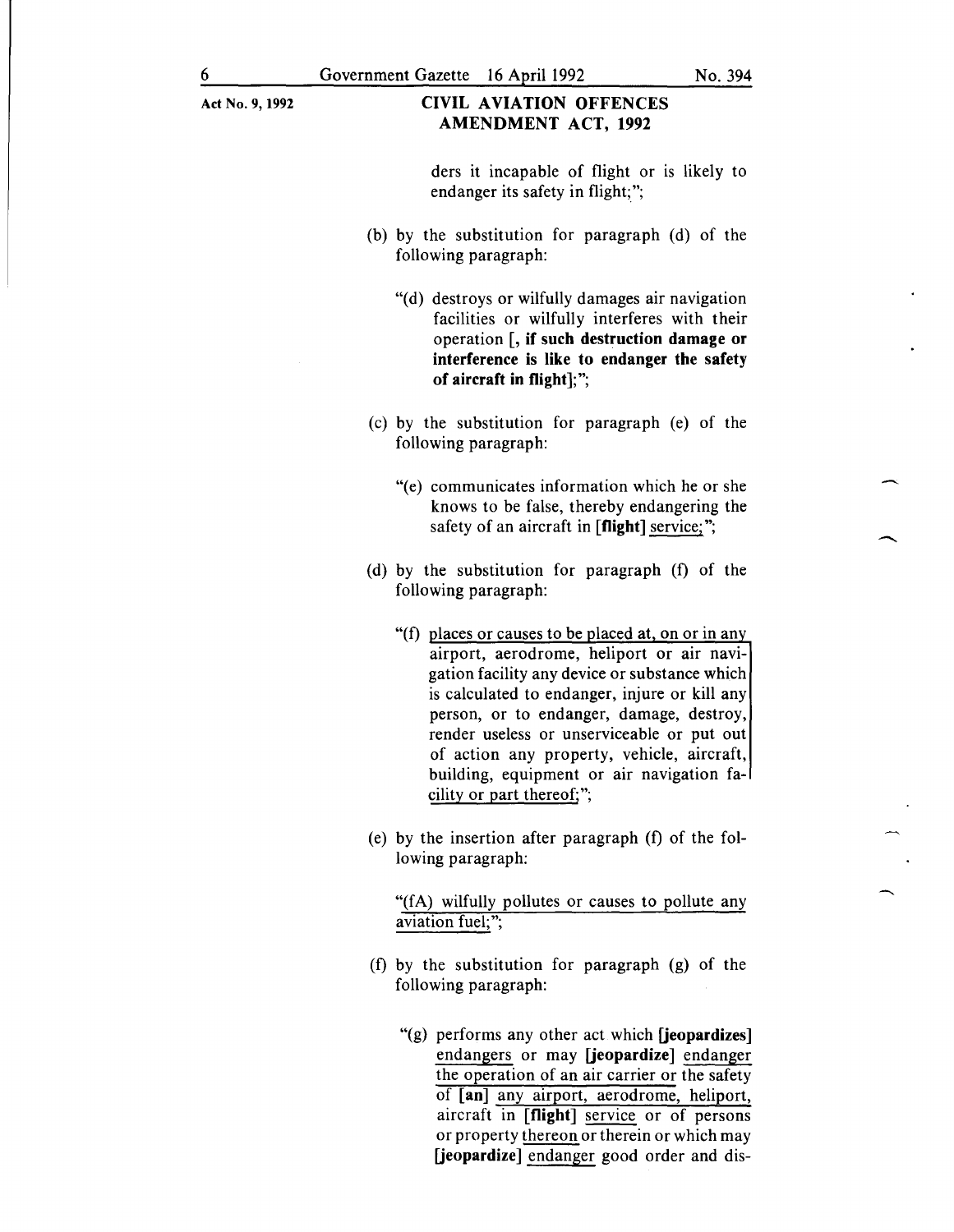Act No. 9, 1992

**CIVIL AVIATION OFFENCES AMENDMENT ACT, 1992**

ders it incapable of flight or is likely to endanger its safety in flight;";

(b) by the substitution for paragraph (d) of the following paragraph:

"(d) destroys or wilfully damages air navigation facilities or wilfully interferes with their operation [**, if such destruction damage or interference is like to endanger the safety of aircraft in flight**];";

(c) by the substitution for paragraph (e) of the following paragraph:

"(e) communicates information which he or she knows to be false, thereby endangering the safety of an aircraft in [**flight**] service;";

(d) by the substitution for paragraph (f) of the following paragraph:

"(f) places or causes to be placed at, on or in any airport, aerodrome, heliport or air navigation facility any device or substance which is calculated to endanger, injure or kill any person, or to endanger, damage, destroy, render useless or unserviceable or put out of action any property, vehicle, aircraft, building, equipment or air navigation facility or part thereof;";

(e) by the insertion after paragraph (f) of the following paragraph:

"(fA) wilfully pollutes or causes to pollute any aviation fuel;";

(f) by the substitution for paragraph (g) of the following paragraph:

"(g) performs any other act which [**jeopardizes**] endangers or may [**jeopardize**] endanger the operation of an air carrier or the safety of [**an**] any airport, aerodrome, heliport, aircraft in [**flight**] service or of persons or property thereon or therein or which may [**jeopardize**] endanger good order and dis-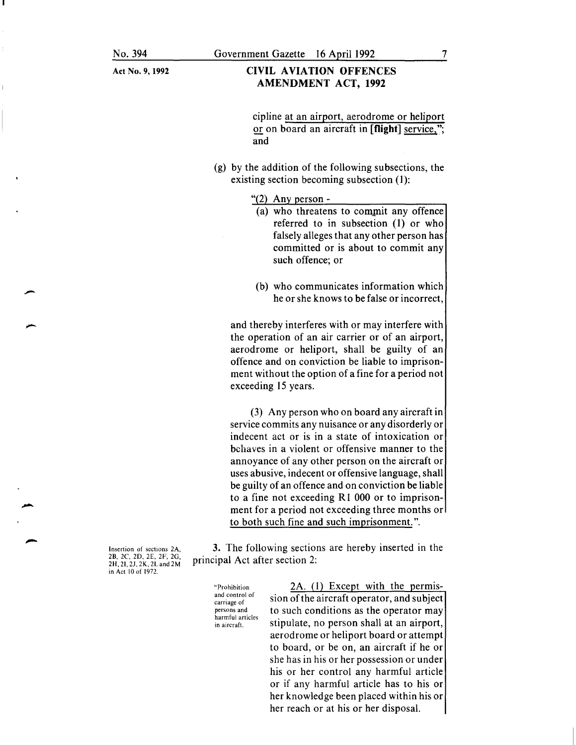Act No. 9, 1992

**CIVIL AVIATION OFFENCES AMENDMENT ACT, 1992**

cipline at an airport, aerodrome or heliport or on board an aircraft in **[flight]** service,"; and

(g) by the addition of the following subsections, the existing section becoming subsection (1):

"(2) Any person -

(a) who threatens to commit any offence referred to in subsection (1) or who falsely alleges that any other person has committed or is about to commit any such offence; or

(b) who communicates information which he or she knows to be false or incorrect,

and thereby interferes with or may interfere with the operation of an air carrier or of an airport, aerodrome or heliport, shall be guilty of an offence and on conviction be liable to imprisonment without the option of a fine for a period not exceeding 15 years.

(3) Any person who on board any aircraft in service commits any nuisance or any disorderly or indecent act or is in a state of intoxication or behaves in a violent or offensive manner to the annoyance of any other person on the aircraft or uses abusive, indecent or offensive language, shall be guilty of an offence and on conviction be liable to a fine not exceeding R1 000 or to imprisonment for a period not exceeding three months or to both such fine and such imprisonment.".

Insertion of sections 2A, 2B, 2C, 2D, 2E, 2F, 2G, 2H, 2I, 2J, 2K, 2L and 2M in Act 10 of 1972.

**3.** The following sections are hereby inserted in the principal Act after section 2:

"Prohibition and control of carriage of persons and harmful articles in aircraft.

2A. (1) Except with the permission of the aircraft operator, and subject to such conditions as the operator may stipulate, no person shall at an airport, aerodrome or heliport board or attempt to board, or be on, an aircraft if he or she has in his or her possession or under his or her control any harmful article or if any harmful article has to his or her knowledge been placed within his or her reach or at his or her disposal.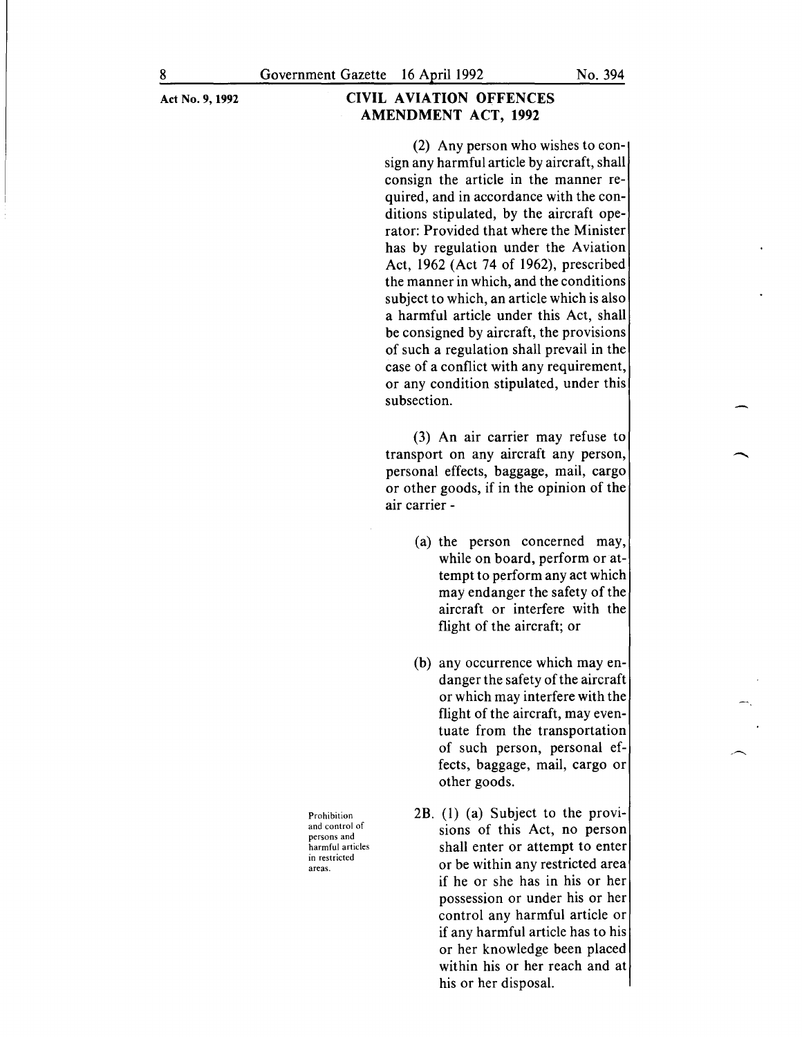(2) Any person who wishes to consign any harmful article by aircraft, shall consign the article in the manner required, and in accordance with the conditions stipulated, by the aircraft operator: Provided that where the Minister has by regulation under the Aviation Act, 1962 (Act 74 of 1962), prescribed the manner in which, and the conditions subject to which, an article which is also a harmful article under this Act, shall be consigned by aircraft, the provisions of such a regulation shall prevail in the case of a conflict with any requirement, or any condition stipulated, under this subsection.

(3) An air carrier may refuse to transport on any aircraft any person, personal effects, baggage, mail, cargo or other goods, if in the opinion of the air carrier -

(a) the person concerned may, while on board, perform or attempt to perform any act which may endanger the safety of the aircraft or interfere with the flight of the aircraft; or

(b) any occurrence which may endanger the safety of the aircraft or which may interfere with the flight of the aircraft, may eventuate from the transportation of such person, personal effects, baggage, mail, cargo or other goods.

Prohibition and control of persons and harmful articles in restricted areas.

2B. (1) (a) Subject to the provisions of this Act, no person shall enter or attempt to enter or be within any restricted area if he or she has in his or her possession or under his or her control any harmful article or if any harmful article has to his or her knowledge been placed within his or her reach and at his or her disposal.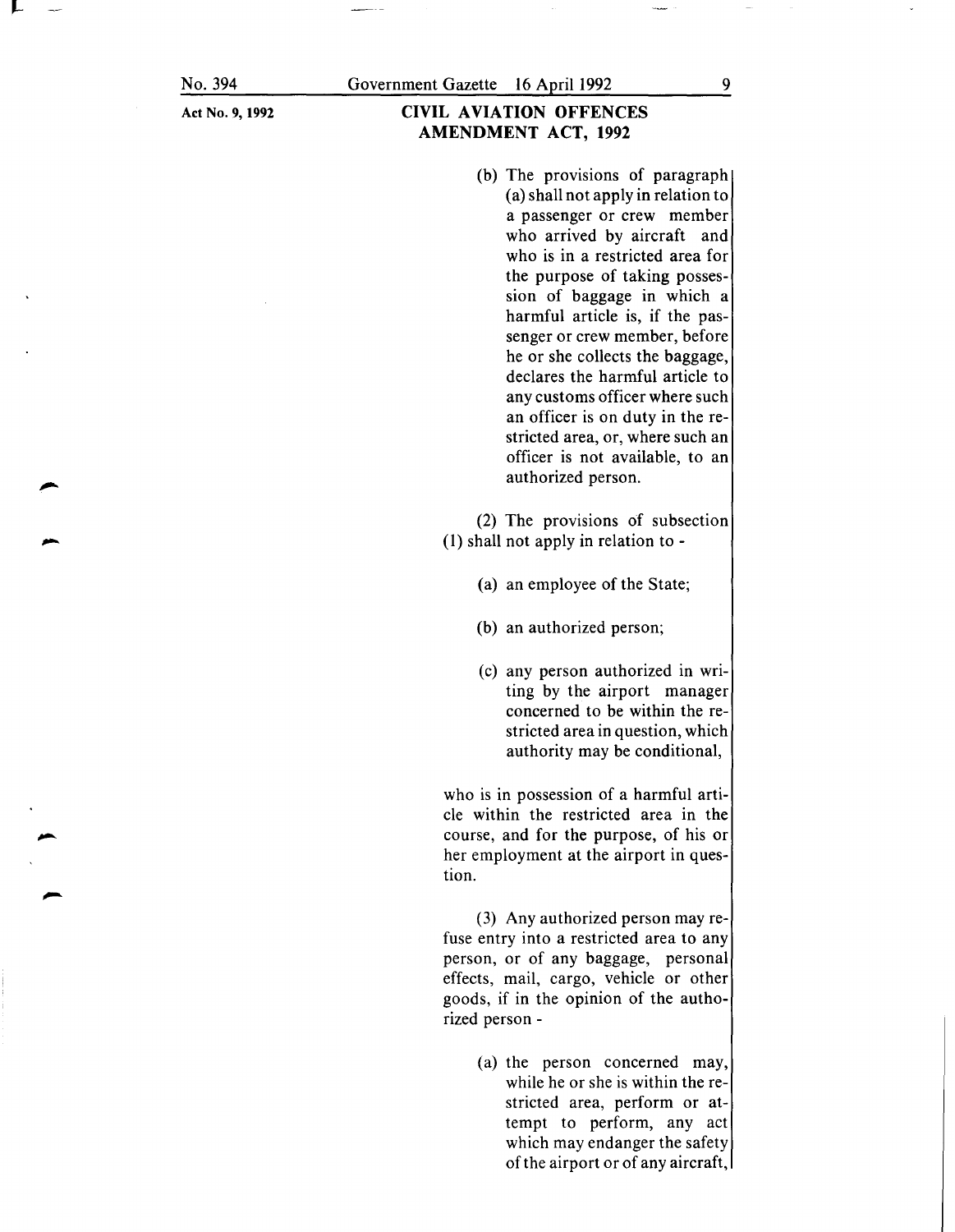(b) The provisions of paragraph (a) shall not apply in relation to a passenger or crew member who arrived by aircraft and who is in a restricted area for the purpose of taking possession of baggage in which a harmful article is, if the passenger or crew member, before he or she collects the baggage, declares the harmful article to any customs officer where such an officer is on duty in the restricted area, or, where such an officer is not available, to an authorized person.

(2) The provisions of subsection (1) shall not apply in relation to -

(a) an employee of the State;

(b) an authorized person;

(c) any person authorized in writing by the airport manager concerned to be within the restricted area in question, which authority may be conditional,

who is in possession of a harmful article within the restricted area in the course, and for the purpose, of his or her employment at the airport in question.

(3) Any authorized person may refuse entry into a restricted area to any person, or of any baggage, personal effects, mail, cargo, vehicle or other goods, if in the opinion of the authorized person -

(a) the person concerned may, while he or she is within the restricted area, perform or attempt to perform, any act which may endanger the safety of the airport or of any aircraft,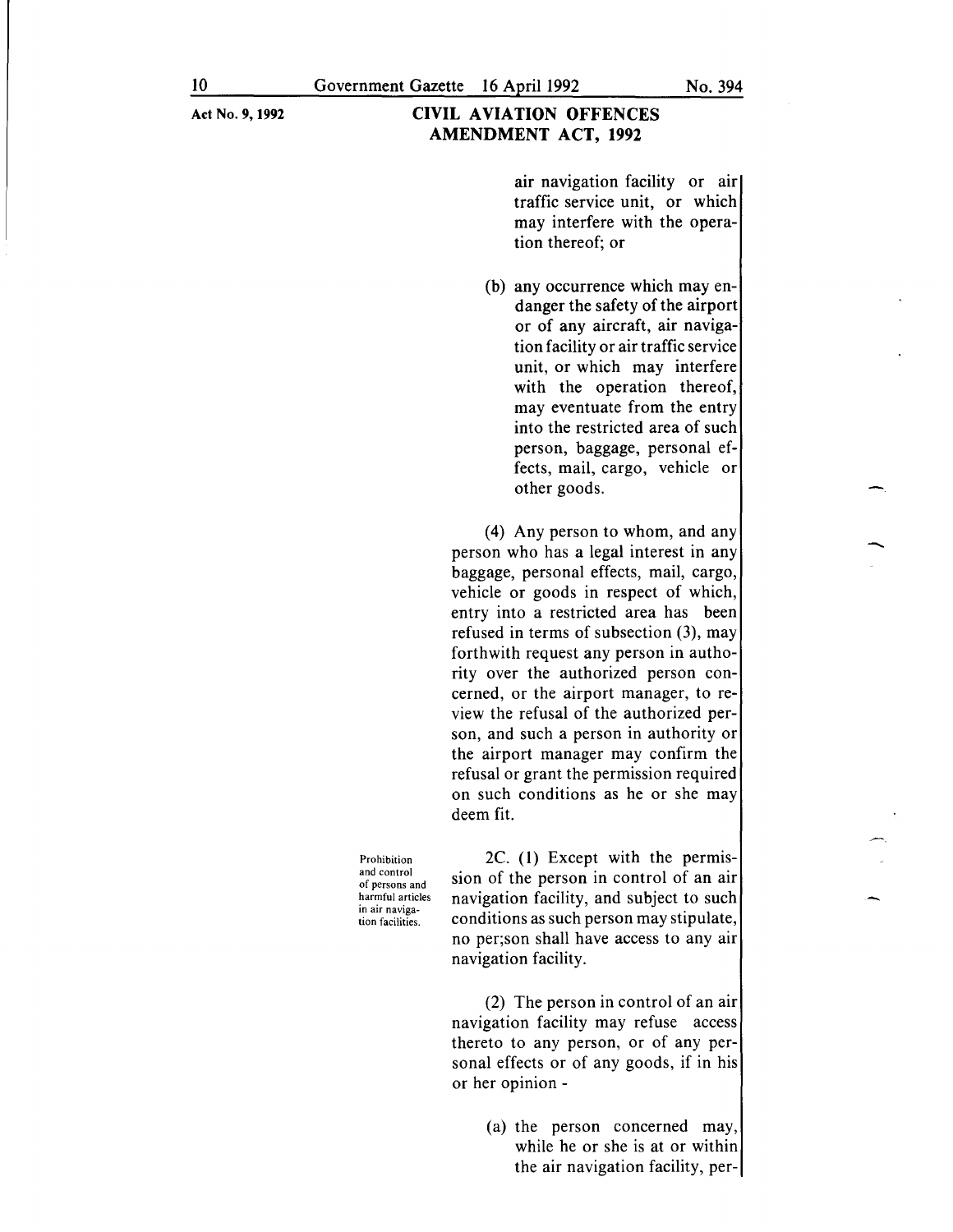air navigation facility or air traffic service unit, or which may interfere with the operation thereof; or

(b) any occurrence which may endanger the safety of the airport or of any aircraft, air navigation facility or air traffic service unit, or which may interfere with the operation thereof, may eventuate from the entry into the restricted area of such person, baggage, personal effects, mail, cargo, vehicle or other goods.

(4) Any person to whom, and any person who has a legal interest in any baggage, personal effects, mail, cargo, vehicle or goods in respect of which, entry into a restricted area has been refused in terms of subsection (3), may forthwith request any person in authority over the authorized person concerned, or the airport manager, to review the refusal of the authorized person, and such a person in authority or the airport manager may confirm the refusal or grant the permission required on such conditions as he or she may deem fit.

Prohibition and control of persons and harmful articles in air navigation facilities.

2C. (1) Except with the permission of the person in control of an air navigation facility, and subject to such conditions as such person may stipulate, no per;son shall have access to any air navigation facility.

(2) The person in control of an air navigation facility may refuse access thereto to any person, or of any personal effects or of any goods, if in his or her opinion -

(a) the person concerned may, while he or she is at or within the air navigation facility, per-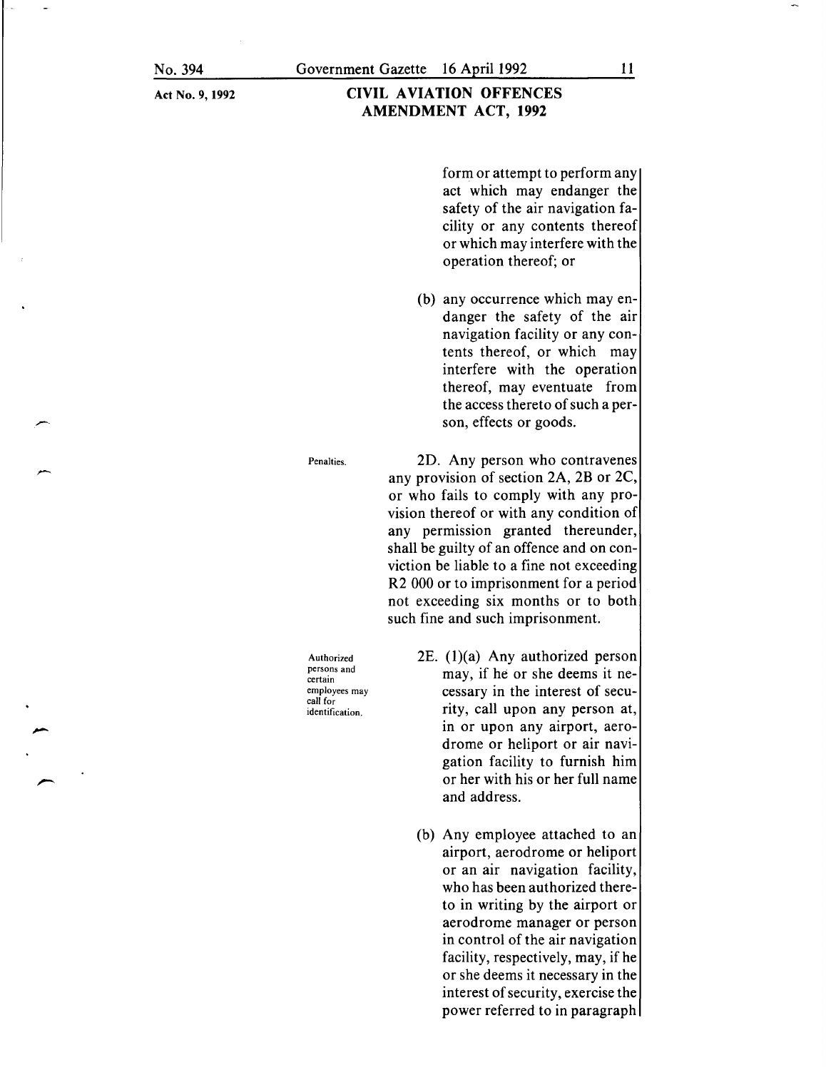form or attempt to perform any act which may endanger the safety of the air navigation facility or any contents thereof or which may interfere with the operation thereof; or

(b) any occurrence which may endanger the safety of the air navigation facility or any contents thereof, or which may interfere with the operation thereof, may eventuate from the access thereto of such a person, effects or goods.

*Penalties.*

2D. Any person who contravenes any provision of section 2A, 2B or 2C, or who fails to comply with any provision thereof or with any condition of any permission granted thereunder, shall be guilty of an offence and on conviction be liable to a fine not exceeding R2 000 or to imprisonment for a period not exceeding six months or to both such fine and such imprisonment.

*Authorized persons and certain employees may call for identification.*

2E. (1)(a) Any authorized person may, if he or she deems it necessary in the interest of security, call upon any person at, in or upon any airport, aerodrome or heliport or air navigation facility to furnish him or her with his or her full name and address.

(b) Any employee attached to an airport, aerodrome or heliport or an air navigation facility, who has been authorized thereto in writing by the airport or aerodrome manager or person in control of the air navigation facility, respectively, may, if he or she deems it necessary in the interest of security, exercise the power referred to in paragraph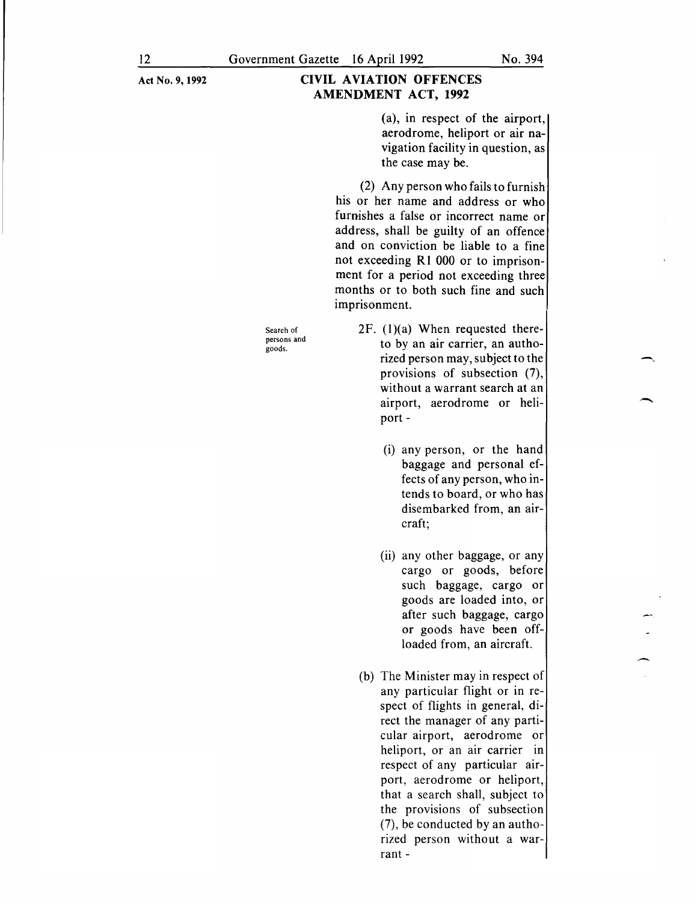Act No. 9, 1992

**CIVIL AVIATION OFFENCES AMENDMENT ACT, 1992**

(a), in respect of the airport, aerodrome, heliport or air navigation facility in question, as the case may be.

(2) Any person who fails to furnish his or her name and address or who furnishes a false or incorrect name or address, shall be guilty of an offence and on conviction be liable to a fine not exceeding R1 000 or to imprisonment for a period not exceeding three months or to both such fine and such imprisonment.

Search of persons and goods.

2F. (1)(a) When requested thereto by an air carrier, an authorized person may, subject to the provisions of subsection (7), without a warrant search at an airport, aerodrome or heliport -

(i) any person, or the hand baggage and personal effects of any person, who intends to board, or who has disembarked from, an aircraft;

(ii) any other baggage, or any cargo or goods, before such baggage, cargo or goods are loaded into, or after such baggage, cargo or goods have been offloaded from, an aircraft.

(b) The Minister may in respect of any particular flight or in respect of flights in general, direct the manager of any particular airport, aerodrome or heliport, or an air carrier in respect of any particular airport, aerodrome or heliport, that a search shall, subject to the provisions of subsection (7), be conducted by an authorized person without a warrant -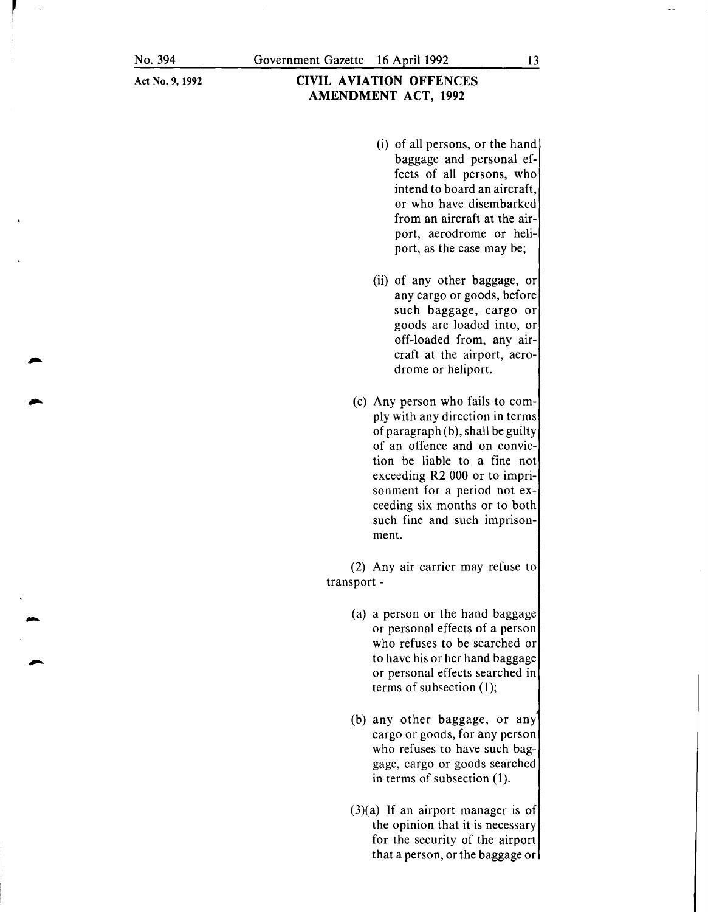(i) of all persons, or the hand baggage and personal effects of all persons, who intend to board an aircraft, or who have disembarked from an aircraft at the airport, aerodrome or heliport, as the case may be;

(ii) of any other baggage, or any cargo or goods, before such baggage, cargo or goods are loaded into, or off-loaded from, any aircraft at the airport, aerodrome or heliport.

(c) Any person who fails to comply with any direction in terms of paragraph (b), shall be guilty of an offence and on conviction be liable to a fine not exceeding R2 000 or to imprisonment for a period not exceeding six months or to both such fine and such imprisonment.

(2) Any air carrier may refuse to transport -

(a) a person or the hand baggage or personal effects of a person who refuses to be searched or to have his or her hand baggage or personal effects searched in terms of subsection (1);

(b) any other baggage, or any cargo or goods, for any person who refuses to have such baggage, cargo or goods searched in terms of subsection (1).

(3)(a) If an airport manager is of the opinion that it is necessary for the security of the airport that a person, or the baggage or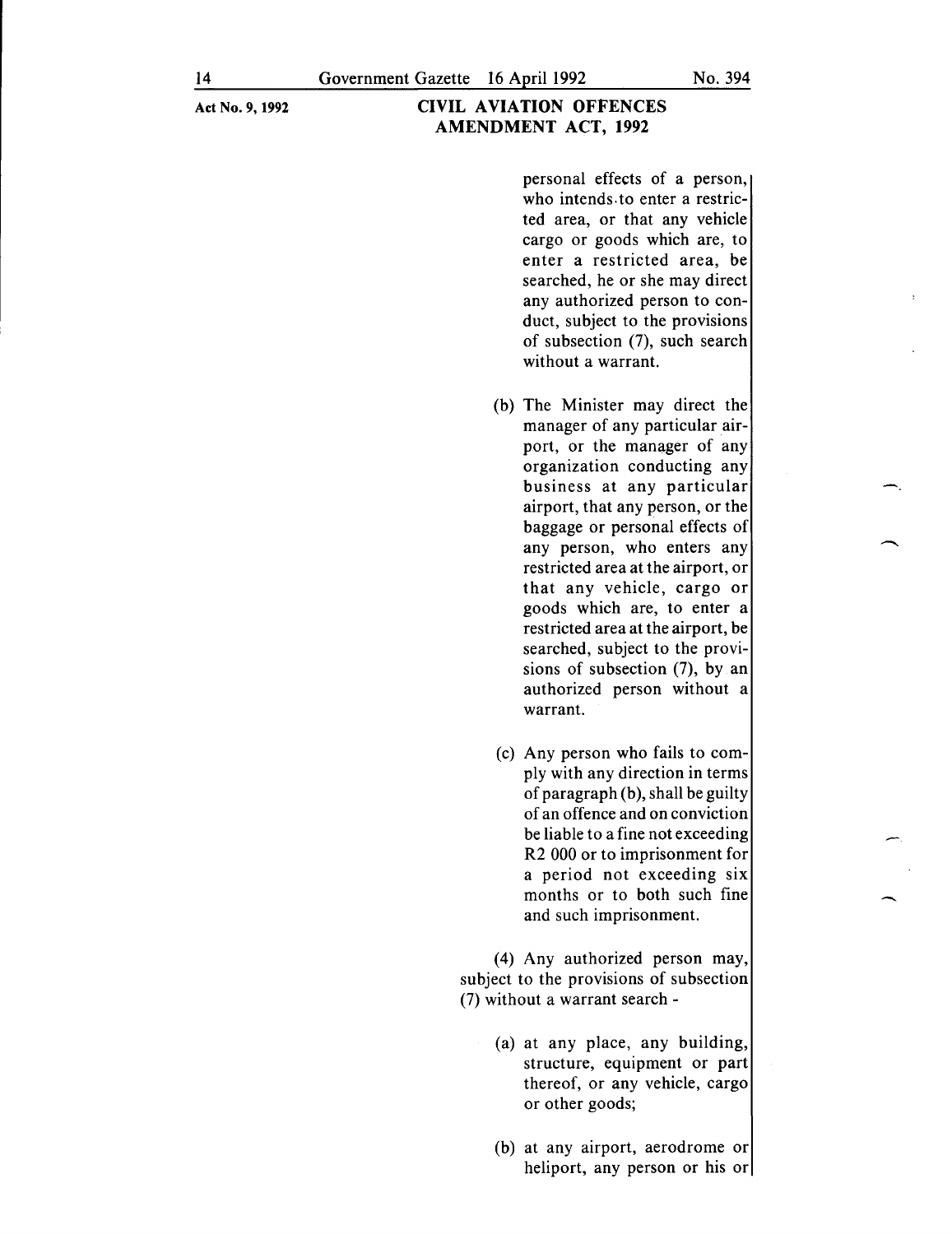personal effects of a person, who intends to enter a restricted area, or that any vehicle cargo or goods which are, to enter a restricted area, be searched, he or she may direct any authorized person to conduct, subject to the provisions of subsection (7), such search without a warrant.

(b) The Minister may direct the manager of any particular airport, or the manager of any organization conducting any business at any particular airport, that any person, or the baggage or personal effects of any person, who enters any restricted area at the airport, or that any vehicle, cargo or goods which are, to enter a restricted area at the airport, be searched, subject to the provisions of subsection (7), by an authorized person without a warrant.

(c) Any person who fails to comply with any direction in terms of paragraph (b), shall be guilty of an offence and on conviction be liable to a fine not exceeding R2 000 or to imprisonment for a period not exceeding six months or to both such fine and such imprisonment.

(4) Any authorized person may, subject to the provisions of subsection (7) without a warrant search -

(a) at any place, any building, structure, equipment or part thereof, or any vehicle, cargo or other goods;

(b) at any airport, aerodrome or heliport, any person or his or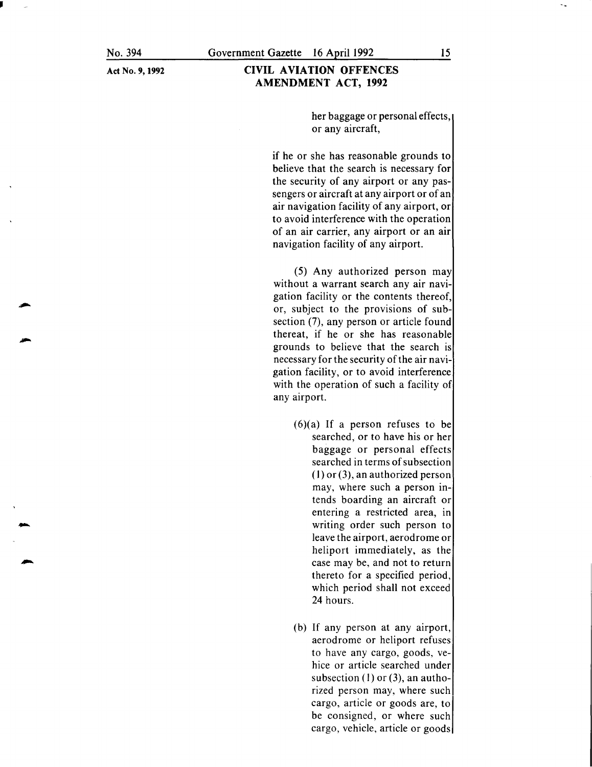her baggage or personal effects, or any aircraft,

if he or she has reasonable grounds to believe that the search is necessary for the security of any airport or any passengers or aircraft at any airport or of an air navigation facility of any airport, or to avoid interference with the operation of an air carrier, any airport or an air navigation facility of any airport.

(5) Any authorized person may without a warrant search any air navigation facility or the contents thereof, or, subject to the provisions of subsection (7), any person or article found thereat, if he or she has reasonable grounds to believe that the search is necessary for the security of the air navigation facility, or to avoid interference with the operation of such a facility of any airport.

(6)(a) If a person refuses to be searched, or to have his or her baggage or personal effects searched in terms of subsection (1) or (3), an authorized person may, where such a person intends boarding an aircraft or entering a restricted area, in writing order such person to leave the airport, aerodrome or heliport immediately, as the case may be, and not to return thereto for a specified period, which period shall not exceed 24 hours.

(b) If any person at any airport, aerodrome or heliport refuses to have any cargo, goods, vehice or article searched under subsection (1) or (3), an authorized person may, where such cargo, article or goods are, to be consigned, or where such cargo, vehicle, article or goods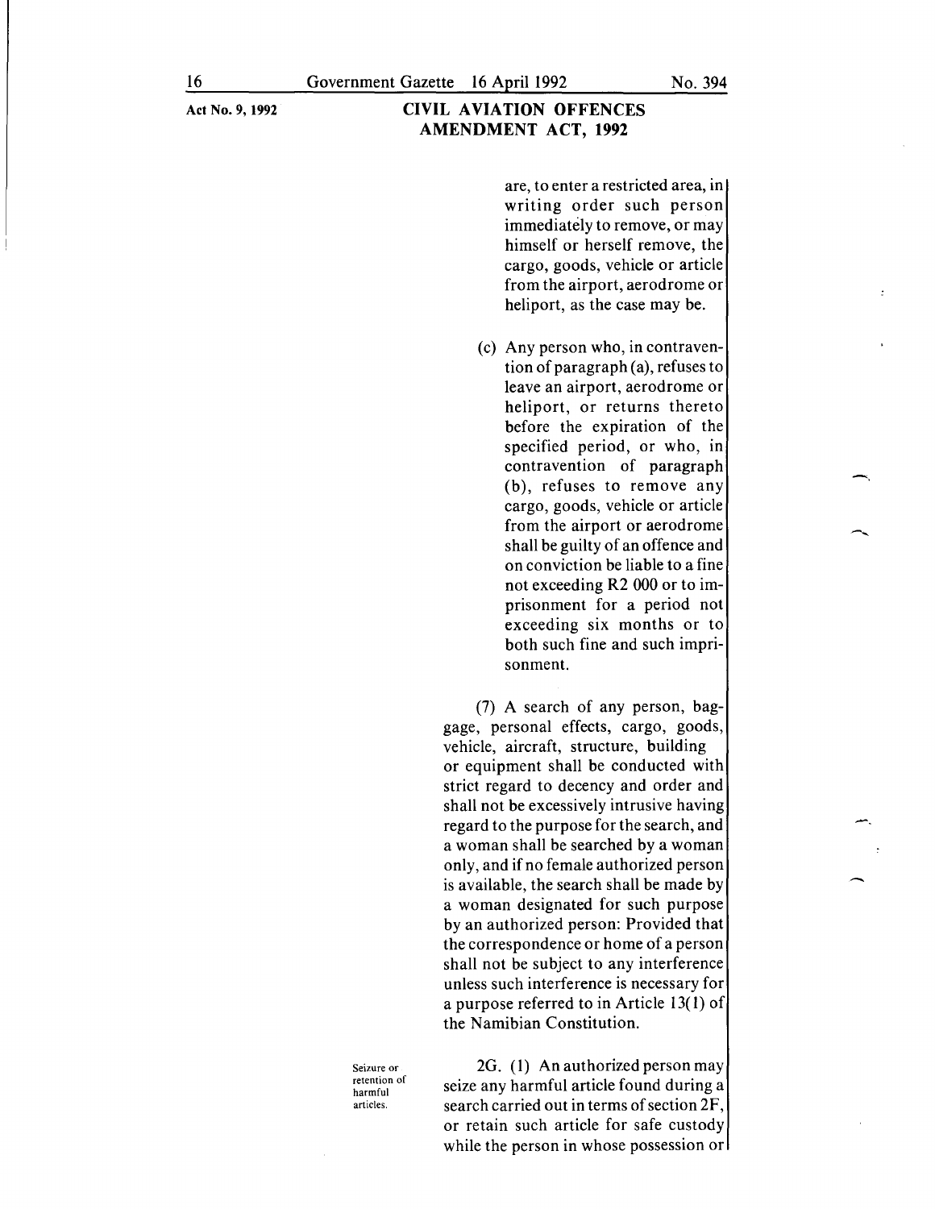are, to enter a restricted area, in writing order such person immediately to remove, or may himself or herself remove, the cargo, goods, vehicle or article from the airport, aerodrome or heliport, as the case may be.

(c) Any person who, in contravention of paragraph (a), refuses to leave an airport, aerodrome or heliport, or returns thereto before the expiration of the specified period, or who, in contravention of paragraph (b), refuses to remove any cargo, goods, vehicle or article from the airport or aerodrome shall be guilty of an offence and on conviction be liable to a fine not exceeding R2 000 or to imprisonment for a period not exceeding six months or to both such fine and such imprisonment.

(7) A search of any person, baggage, personal effects, cargo, goods, vehicle, aircraft, structure, building or equipment shall be conducted with strict regard to decency and order and shall not be excessively intrusive having regard to the purpose for the search, and a woman shall be searched by a woman only, and if no female authorized person is available, the search shall be made by a woman designated for such purpose by an authorized person: Provided that the correspondence or home of a person shall not be subject to any interference unless such interference is necessary for a purpose referred to in Article 13(1) of the Namibian Constitution.

Seizure or retention of harmful articles.

2G. (1) An authorized person may seize any harmful article found during a search carried out in terms of section 2F, or retain such article for safe custody while the person in whose possession or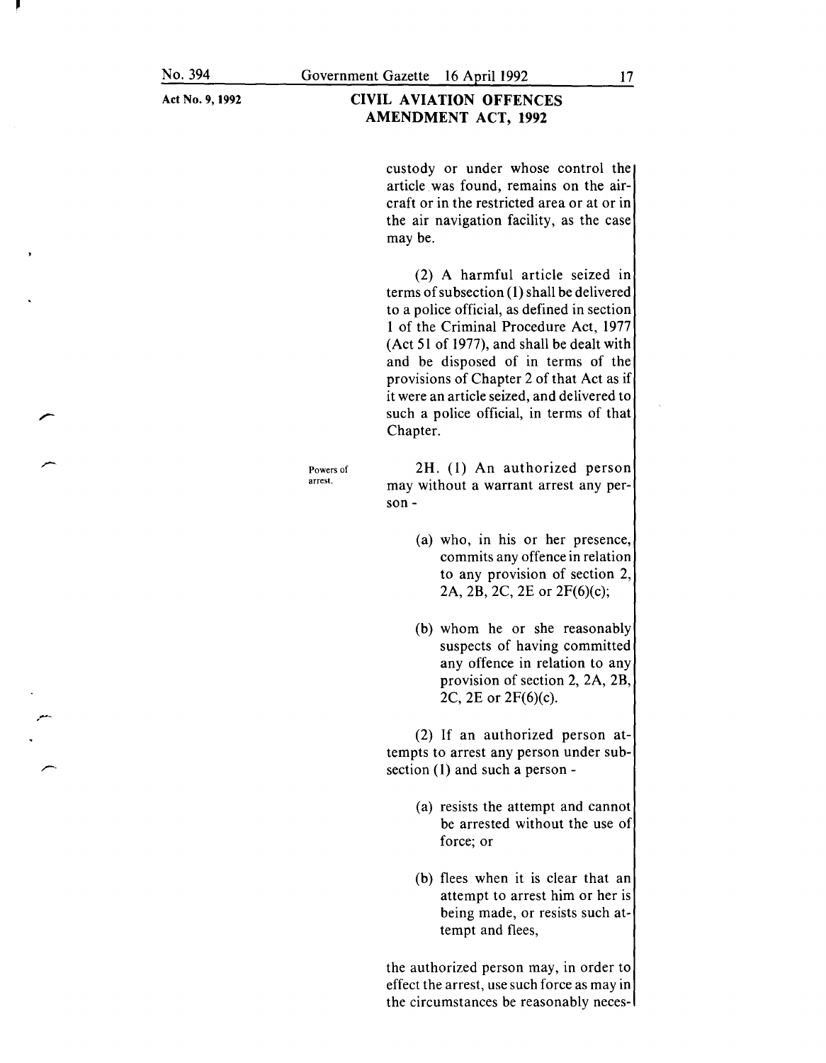custody or under whose control the article was found, remains on the aircraft or in the restricted area or at or in the air navigation facility, as the case may be.

(2) A harmful article seized in terms of subsection (1) shall be delivered to a police official, as defined in section 1 of the Criminal Procedure Act, 1977 (Act 51 of 1977), and shall be dealt with and be disposed of in terms of the provisions of Chapter 2 of that Act as if it were an article seized, and delivered to such a police official, in terms of that Chapter.

Powers of arrest.

2H. (1) An authorized person may without a warrant arrest any person -

(a) who, in his or her presence, commits any offence in relation to any provision of section 2, 2A, 2B, 2C, 2E or 2F(6)(c);

(b) whom he or she reasonably suspects of having committed any offence in relation to any provision of section 2, 2A, 2B, 2C, 2E or 2F(6)(c).

(2) If an authorized person attempts to arrest any person under subsection (1) and such a person -

(a) resists the attempt and cannot be arrested without the use of force; or

(b) flees when it is clear that an attempt to arrest him or her is being made, or resists such attempt and flees,

the authorized person may, in order to effect the arrest, use such force as may in the circumstances be reasonably neces-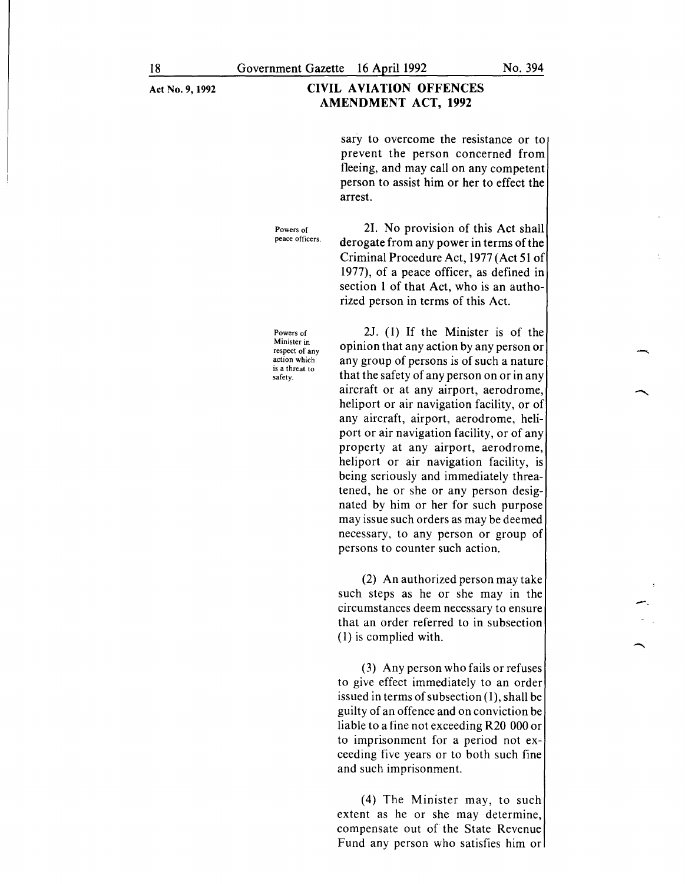sary to overcome the resistance or to prevent the person concerned from fleeing, and may call on any competent person to assist him or her to effect the arrest.

**Powers of peace officers.**

2I. No provision of this Act shall derogate from any power in terms of the Criminal Procedure Act, 1977 (Act 51 of 1977), of a peace officer, as defined in section 1 of that Act, who is an authorized person in terms of this Act.

**Powers of Minister in respect of any action which is a threat to safety.**

2J. (1) If the Minister is of the opinion that any action by any person or any group of persons is of such a nature that the safety of any person on or in any aircraft or at any airport, aerodrome, heliport or air navigation facility, or of any aircraft, airport, aerodrome, heliport or air navigation facility, or of any property at any airport, aerodrome, heliport or air navigation facility, is being seriously and immediately threatened, he or she or any person designated by him or her for such purpose may issue such orders as may be deemed necessary, to any person or group of persons to counter such action.

(2) An authorized person may take such steps as he or she may in the circumstances deem necessary to ensure that an order referred to in subsection (1) is complied with.

(3) Any person who fails or refuses to give effect immediately to an order issued in terms of subsection (1), shall be guilty of an offence and on conviction be liable to a fine not exceeding R20 000 or to imprisonment for a period not exceeding five years or to both such fine and such imprisonment.

(4) The Minister may, to such extent as he or she may determine, compensate out of the State Revenue Fund any person who satisfies him or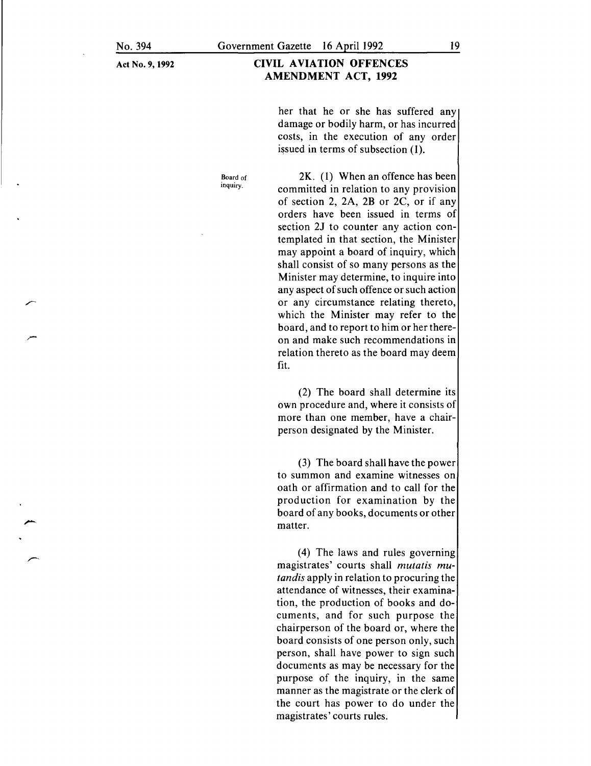her that he or she has suffered any damage or bodily harm, or has incurred costs, in the execution of any order issued in terms of subsection (1).

Board of inquiry.

2K. (1) When an offence has been committed in relation to any provision of section 2, 2A, 2B or 2C, or if any orders have been issued in terms of section 2J to counter any action contemplated in that section, the Minister may appoint a board of inquiry, which shall consist of so many persons as the Minister may determine, to inquire into any aspect of such offence or such action or any circumstance relating thereto, which the Minister may refer to the board, and to report to him or her thereon and make such recommendations in relation thereto as the board may deem fit.

(2) The board shall determine its own procedure and, where it consists of more than one member, have a chairperson designated by the Minister.

(3) The board shall have the power to summon and examine witnesses on oath or affirmation and to call for the production for examination by the board of any books, documents or other matter.

(4) The laws and rules governing magistrates' courts shall *mutatis mutandis* apply in relation to procuring the attendance of witnesses, their examination, the production of books and documents, and for such purpose the chairperson of the board or, where the board consists of one person only, such person, shall have power to sign such documents as may be necessary for the purpose of the inquiry, in the same manner as the magistrate or the clerk of the court has power to do under the magistrates' courts rules.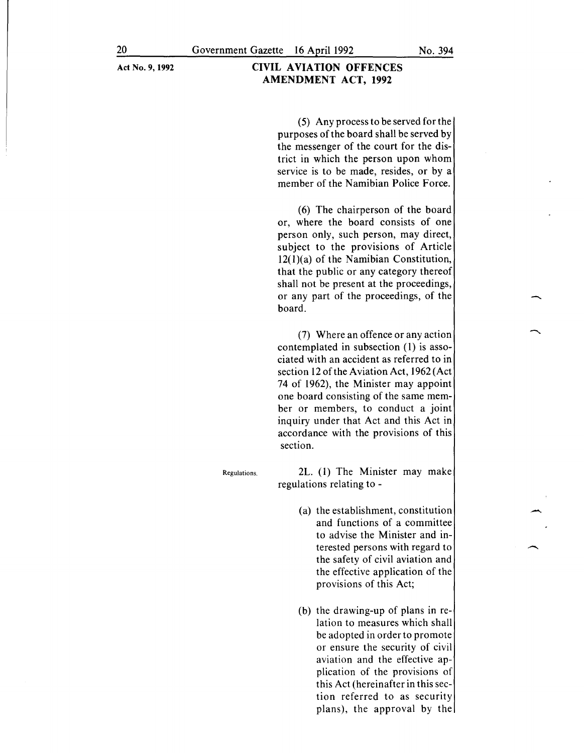(5) Any process to be served for the purposes of the board shall be served by the messenger of the court for the district in which the person upon whom service is to be made, resides, or by a member of the Namibian Police Force.

(6) The chairperson of the board or, where the board consists of one person only, such person, may direct, subject to the provisions of Article 12(1)(a) of the Namibian Constitution, that the public or any category thereof shall not be present at the proceedings, or any part of the proceedings, of the board.

(7) Where an offence or any action contemplated in subsection (1) is associated with an accident as referred to in section 12 of the Aviation Act, 1962 (Act 74 of 1962), the Minister may appoint one board consisting of the same member or members, to conduct a joint inquiry under that Act and this Act in accordance with the provisions of this section.

Regulations.

2L. (1) The Minister may make regulations relating to -

(a) the establishment, constitution and functions of a committee to advise the Minister and interested persons with regard to the safety of civil aviation and the effective application of the provisions of this Act;

(b) the drawing-up of plans in relation to measures which shall be adopted in order to promote or ensure the security of civil aviation and the effective application of the provisions of this Act (hereinafter in this section referred to as security plans), the approval by the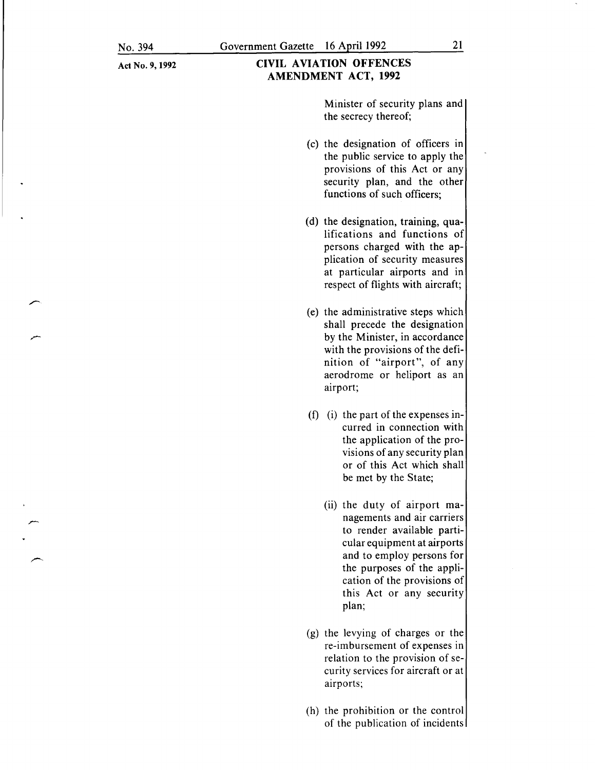Minister of security plans and the secrecy thereof;

(c) the designation of officers in the public service to apply the provisions of this Act or any security plan, and the other functions of such officers;

(d) the designation, training, qualifications and functions of persons charged with the application of security measures at particular airports and in respect of flights with aircraft;

(e) the administrative steps which shall precede the designation by the Minister, in accordance with the provisions of the definition of "airport", of any aerodrome or heliport as an airport;

(f) (i) the part of the expenses incurred in connection with the application of the provisions of any security plan or of this Act which shall be met by the State;

(ii) the duty of airport managements and air carriers to render available particular equipment at airports and to employ persons for the purposes of the application of the provisions of this Act or any security plan;

(g) the levying of charges or the re-imbursement of expenses in relation to the provision of security services for aircraft or at airports;

(h) the prohibition or the control of the publication of incidents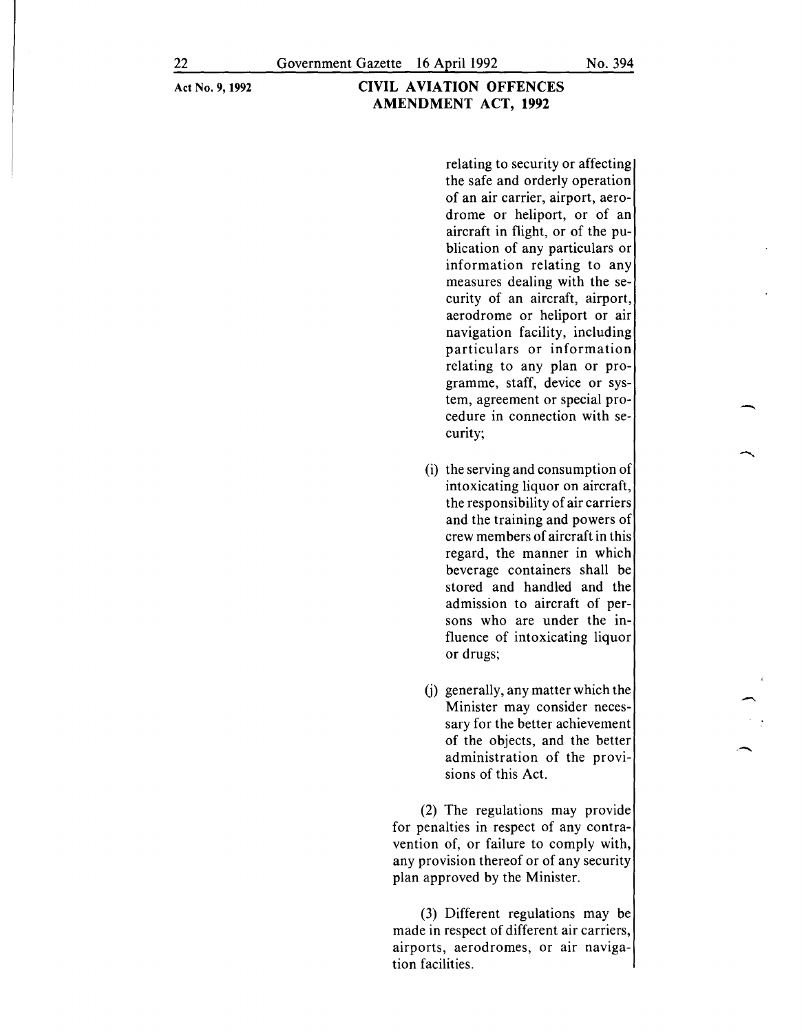relating to security or affecting the safe and orderly operation of an air carrier, airport, aerodrome or heliport, or of an aircraft in flight, or of the publication of any particulars or information relating to any measures dealing with the security of an aircraft, airport, aerodrome or heliport or air navigation facility, including particulars or information relating to any plan or programme, staff, device or system, agreement or special procedure in connection with security;

(i) the serving and consumption of intoxicating liquor on aircraft, the responsibility of air carriers and the training and powers of crew members of aircraft in this regard, the manner in which beverage containers shall be stored and handled and the admission to aircraft of persons who are under the influence of intoxicating liquor or drugs;

(j) generally, any matter which the Minister may consider necessary for the better achievement of the objects, and the better administration of the provisions of this Act.

(2) The regulations may provide for penalties in respect of any contravention of, or failure to comply with, any provision thereof or of any security plan approved by the Minister.

(3) Different regulations may be made in respect of different air carriers, airports, aerodromes, or air navigation facilities.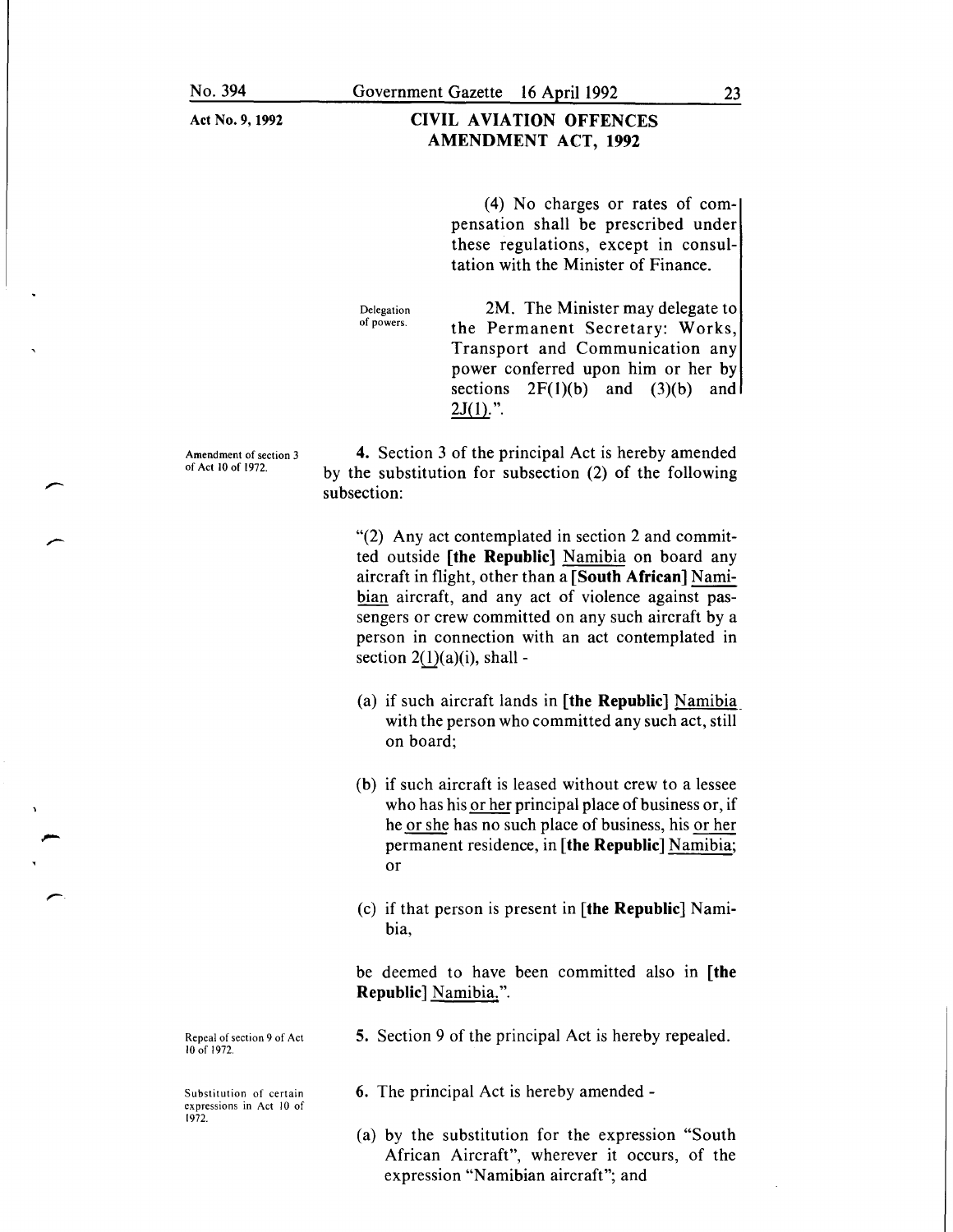(4) No charges or rates of compensation shall be prescribed under these regulations, except in consultation with the Minister of Finance.

Delegation of powers.

2M. The Minister may delegate to the Permanent Secretary: Works, Transport and Communication any power conferred upon him or her by sections 2F(1)(b) and (3)(b) and 2J(1).".

Amendment of section 3 of Act 10 of 1972.

**4.** Section 3 of the principal Act is hereby amended by the substitution for subsection (2) of the following subsection:

"(2) Any act contemplated in section 2 and committed outside **[the Republic]** Namibia on board any aircraft in flight, other than a **[South African]** Namibian aircraft, and any act of violence against passengers or crew committed on any such aircraft by a person in connection with an act contemplated in section 2(1)(a)(i), shall -

(a) if such aircraft lands in **[the Republic]** Namibia with the person who committed any such act, still on board;

(b) if such aircraft is leased without crew to a lessee who has his or her principal place of business or, if he or she has no such place of business, his or her permanent residence, in **[the Republic]** Namibia; or

(c) if that person is present in **[the Republic]** Namibia,

be deemed to have been committed also in **[the Republic]** Namibia.".

Repeal of section 9 of Act 10 of 1972.

**5.** Section 9 of the principal Act is hereby repealed.

Substitution of certain expressions in Act 10 of 1972.

**6.** The principal Act is hereby amended -

(a) by the substitution for the expression "South African Aircraft", wherever it occurs, of the expression "Namibian aircraft"; and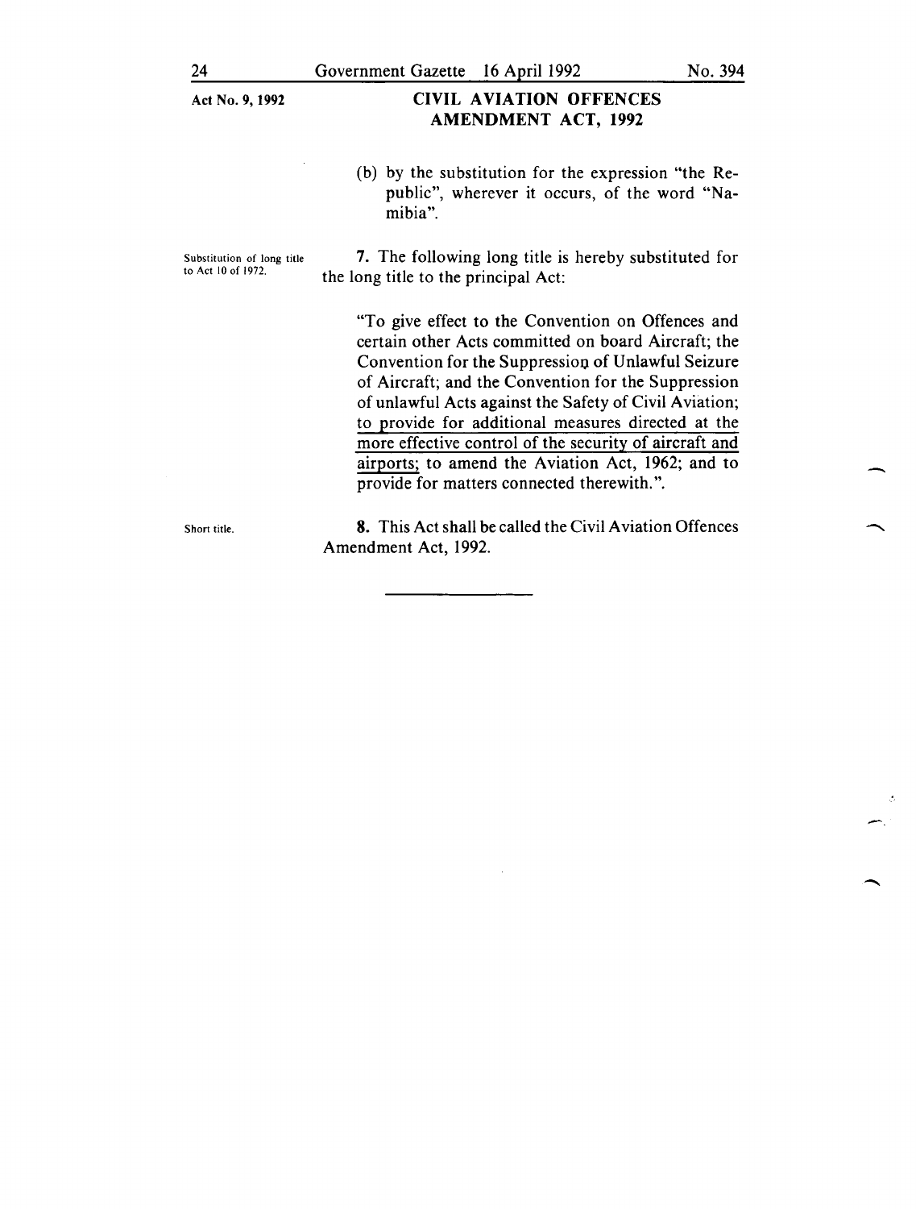(b) by the substitution for the expression "the Republic", wherever it occurs, of the word "Namibia".

Substitution of long title to Act 10 of 1972.

**7.** The following long title is hereby substituted for the long title to the principal Act:

"To give effect to the Convention on Offences and certain other Acts committed on board Aircraft; the Convention for the Suppression of Unlawful Seizure of Aircraft; and the Convention for the Suppression of unlawful Acts against the Safety of Civil Aviation; <u>to provide for additional measures directed at the more effective control of the security of aircraft and airports;</u> to amend the Aviation Act, 1962; and to provide for matters connected therewith.".

Short title.

**8.** This Act shall be called the Civil Aviation Offences Amendment Act, 1992.